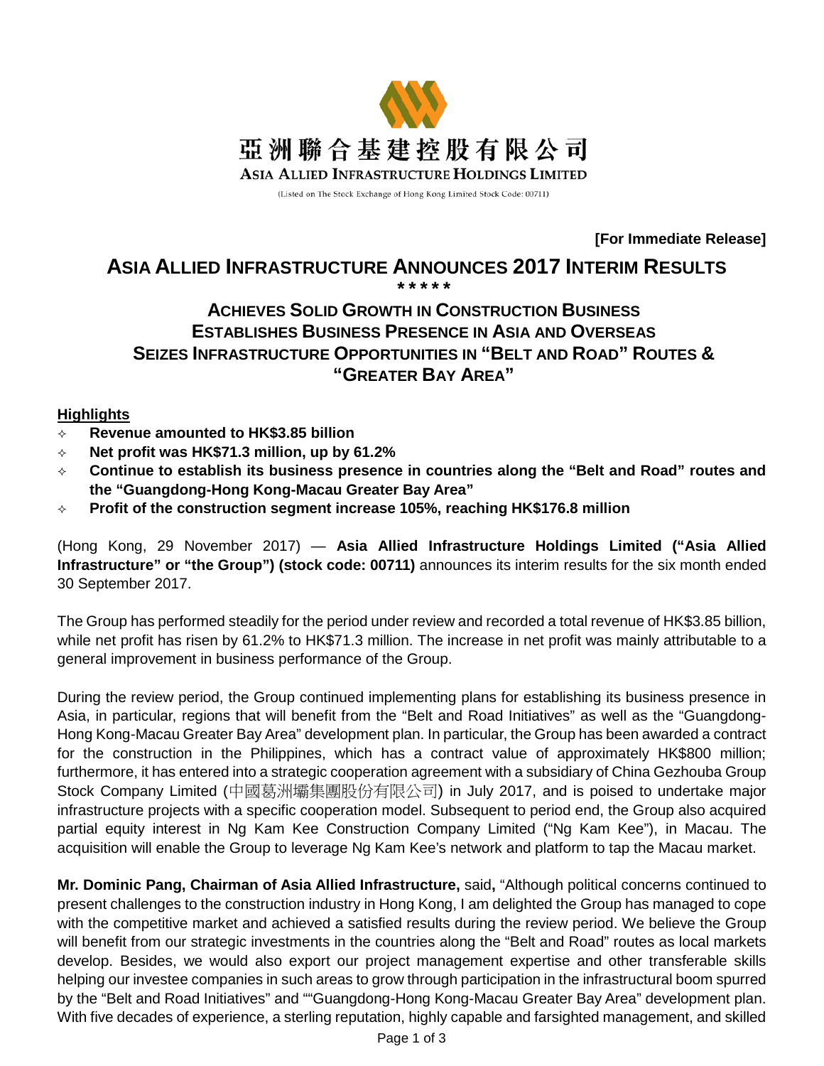亞洲聯合基建控股有限公司

ASIA ALLIED INFRASTRUCTURE HOLDINGS LIMITED

(Listed on The Stock Exchange of Hong Kong Limited Stock Code: 00711)

**[For Immediate Release]**

# ASIA ALLIED INFRASTRUCTURE ANNOUNCES 2017 INTERIM RESULTS

\*\*\*\*\*

## ACHIEVES SOLID GROWTH IN CONSTRUCTION BUSINESS
## ESTABLISHES BUSINESS PRESENCE IN ASIA AND OVERSEAS
## SEIZES INFRASTRUCTURE OPPORTUNITIES IN "BELT AND ROAD" ROUTES & "GREATER BAY AREA"

**Highlights**

- **Revenue amounted to HK$3.85 billion**
- **Net profit was HK$71.3 million, up by 61.2%**
- **Continue to establish its business presence in countries along the "Belt and Road" routes and the "Guangdong-Hong Kong-Macau Greater Bay Area"**
- **Profit of the construction segment increase 105%, reaching HK$176.8 million**

(Hong Kong, 29 November 2017) — **Asia Allied Infrastructure Holdings Limited ("Asia Allied Infrastructure" or "the Group") (stock code: 00711)** announces its interim results for the six month ended 30 September 2017.

The Group has performed steadily for the period under review and recorded a total revenue of HK$3.85 billion, while net profit has risen by 61.2% to HK$71.3 million. The increase in net profit was mainly attributable to a general improvement in business performance of the Group.

During the review period, the Group continued implementing plans for establishing its business presence in Asia, in particular, regions that will benefit from the "Belt and Road Initiatives" as well as the "Guangdong-Hong Kong-Macau Greater Bay Area" development plan. In particular, the Group has been awarded a contract for the construction in the Philippines, which has a contract value of approximately HK$800 million; furthermore, it has entered into a strategic cooperation agreement with a subsidiary of China Gezhouba Group Stock Company Limited (中國葛洲壩集團股份有限公司) in July 2017, and is poised to undertake major infrastructure projects with a specific cooperation model. Subsequent to period end, the Group also acquired partial equity interest in Ng Kam Kee Construction Company Limited ("Ng Kam Kee"), in Macau. The acquisition will enable the Group to leverage Ng Kam Kee's network and platform to tap the Macau market.

**Mr. Dominic Pang, Chairman of Asia Allied Infrastructure,** said**,** "Although political concerns continued to present challenges to the construction industry in Hong Kong, I am delighted the Group has managed to cope with the competitive market and achieved a satisfied results during the review period. We believe the Group will benefit from our strategic investments in the countries along the "Belt and Road" routes as local markets develop. Besides, we would also export our project management expertise and other transferable skills helping our investee companies in such areas to grow through participation in the infrastructural boom spurred by the "Belt and Road Initiatives" and ""Guangdong-Hong Kong-Macau Greater Bay Area" development plan. With five decades of experience, a sterling reputation, highly capable and farsighted management, and skilled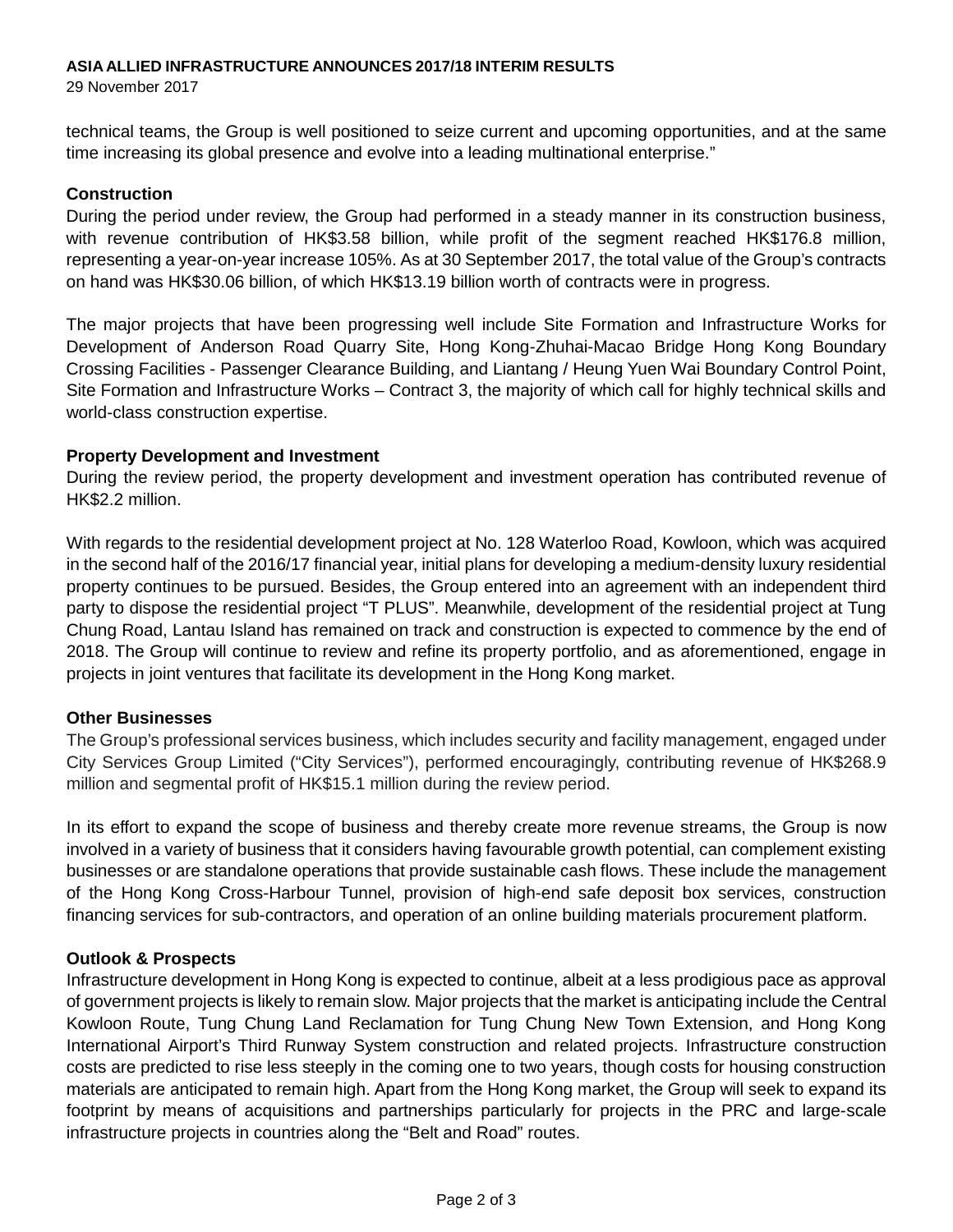technical teams, the Group is well positioned to seize current and upcoming opportunities, and at the same time increasing its global presence and evolve into a leading multinational enterprise."

**Construction**

During the period under review, the Group had performed in a steady manner in its construction business, with revenue contribution of HK$3.58 billion, while profit of the segment reached HK$176.8 million, representing a year-on-year increase 105%. As at 30 September 2017, the total value of the Group's contracts on hand was HK$30.06 billion, of which HK$13.19 billion worth of contracts were in progress.

The major projects that have been progressing well include Site Formation and Infrastructure Works for Development of Anderson Road Quarry Site, Hong Kong-Zhuhai-Macao Bridge Hong Kong Boundary Crossing Facilities - Passenger Clearance Building, and Liantang / Heung Yuen Wai Boundary Control Point, Site Formation and Infrastructure Works – Contract 3, the majority of which call for highly technical skills and world-class construction expertise.

**Property Development and Investment**

During the review period, the property development and investment operation has contributed revenue of HK$2.2 million.

With regards to the residential development project at No. 128 Waterloo Road, Kowloon, which was acquired in the second half of the 2016/17 financial year, initial plans for developing a medium-density luxury residential property continues to be pursued. Besides, the Group entered into an agreement with an independent third party to dispose the residential project "T PLUS". Meanwhile, development of the residential project at Tung Chung Road, Lantau Island has remained on track and construction is expected to commence by the end of 2018. The Group will continue to review and refine its property portfolio, and as aforementioned, engage in projects in joint ventures that facilitate its development in the Hong Kong market.

**Other Businesses**

The Group's professional services business, which includes security and facility management, engaged under City Services Group Limited ("City Services"), performed encouragingly, contributing revenue of HK$268.9 million and segmental profit of HK$15.1 million during the review period.

In its effort to expand the scope of business and thereby create more revenue streams, the Group is now involved in a variety of business that it considers having favourable growth potential, can complement existing businesses or are standalone operations that provide sustainable cash flows. These include the management of the Hong Kong Cross-Harbour Tunnel, provision of high-end safe deposit box services, construction financing services for sub-contractors, and operation of an online building materials procurement platform.

**Outlook & Prospects**

Infrastructure development in Hong Kong is expected to continue, albeit at a less prodigious pace as approval of government projects is likely to remain slow. Major projects that the market is anticipating include the Central Kowloon Route, Tung Chung Land Reclamation for Tung Chung New Town Extension, and Hong Kong International Airport's Third Runway System construction and related projects. Infrastructure construction costs are predicted to rise less steeply in the coming one to two years, though costs for housing construction materials are anticipated to remain high. Apart from the Hong Kong market, the Group will seek to expand its footprint by means of acquisitions and partnerships particularly for projects in the PRC and large-scale infrastructure projects in countries along the "Belt and Road" routes.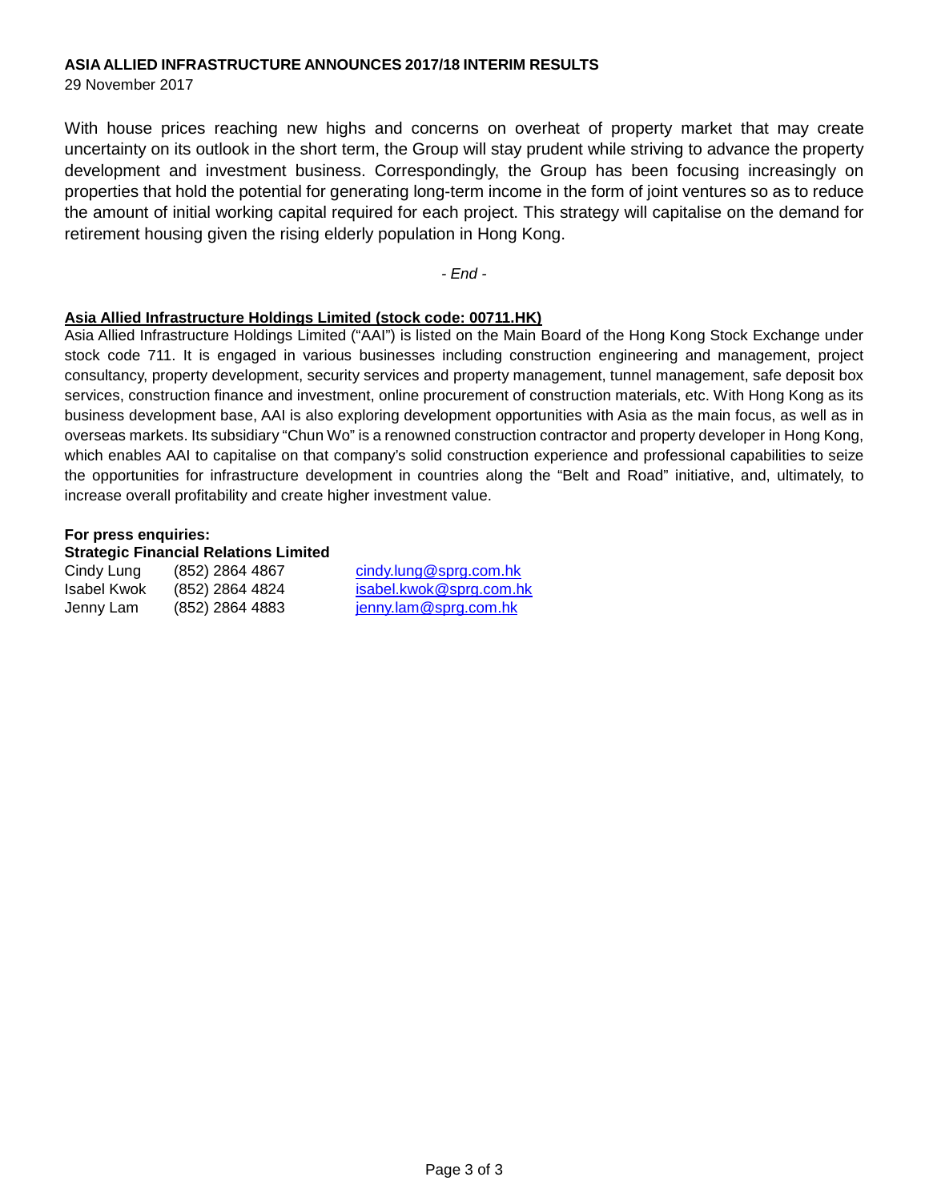With house prices reaching new highs and concerns on overheat of property market that may create uncertainty on its outlook in the short term, the Group will stay prudent while striving to advance the property development and investment business. Correspondingly, the Group has been focusing increasingly on properties that hold the potential for generating long-term income in the form of joint ventures so as to reduce the amount of initial working capital required for each project. This strategy will capitalise on the demand for retirement housing given the rising elderly population in Hong Kong.

*- End -*

**Asia Allied Infrastructure Holdings Limited (stock code: 00711.HK)**

Asia Allied Infrastructure Holdings Limited ("AAI") is listed on the Main Board of the Hong Kong Stock Exchange under stock code 711. It is engaged in various businesses including construction engineering and management, project consultancy, property development, security services and property management, tunnel management, safe deposit box services, construction finance and investment, online procurement of construction materials, etc. With Hong Kong as its business development base, AAI is also exploring development opportunities with Asia as the main focus, as well as in overseas markets. Its subsidiary "Chun Wo" is a renowned construction contractor and property developer in Hong Kong, which enables AAI to capitalise on that company's solid construction experience and professional capabilities to seize the opportunities for infrastructure development in countries along the "Belt and Road" initiative, and, ultimately, to increase overall profitability and create higher investment value.

**For press enquiries:**
**Strategic Financial Relations Limited**

| | | |
|---|---|---|
| Cindy Lung | (852) 2864 4867 | cindy.lung@sprg.com.hk |
| Isabel Kwok | (852) 2864 4824 | isabel.kwok@sprg.com.hk |
| Jenny Lam | (852) 2864 4883 | jenny.lam@sprg.com.hk |